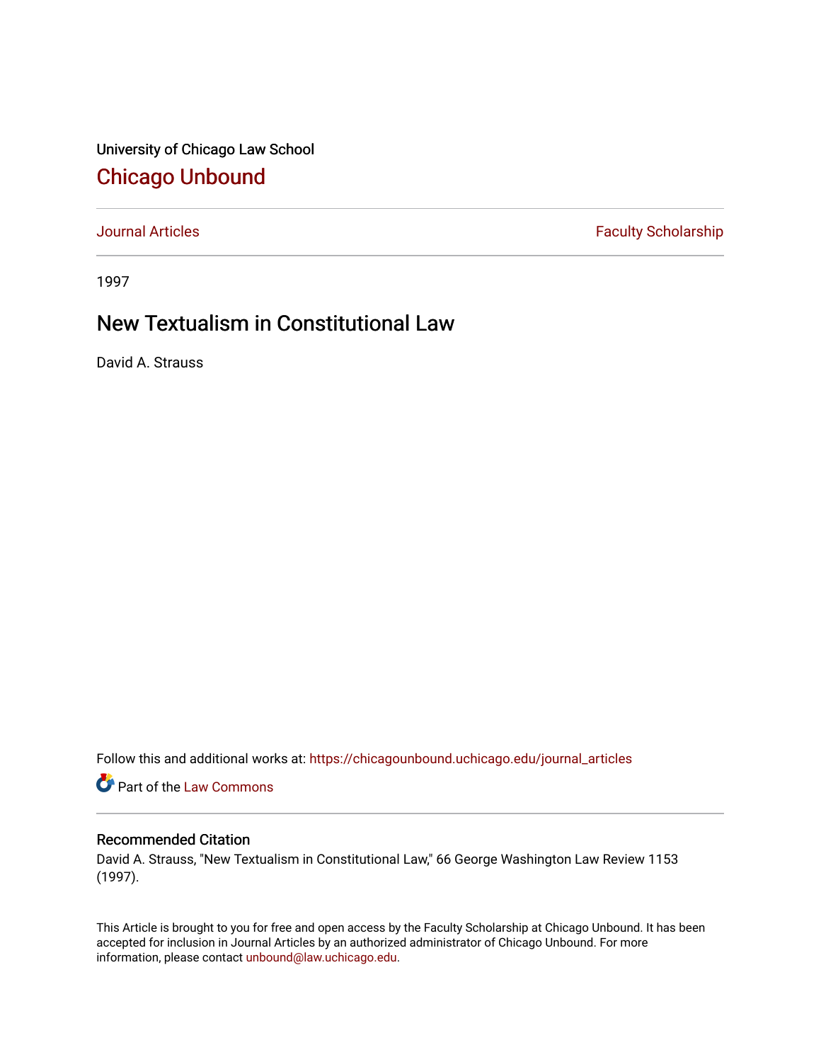University of Chicago Law School

## Chicago Unbound

Journal Articles | Faculty Scholarship

1997

# New Textualism in Constitutional Law

David A. Strauss

Follow this and additional works at: https://chicagounbound.uchicago.edu/journal_articles

Part of the Law Commons

### Recommended Citation

David A. Strauss, "New Textualism in Constitutional Law," 66 George Washington Law Review 1153 (1997).

This Article is brought to you for free and open access by the Faculty Scholarship at Chicago Unbound. It has been accepted for inclusion in Journal Articles by an authorized administrator of Chicago Unbound. For more information, please contact unbound@law.uchicago.edu.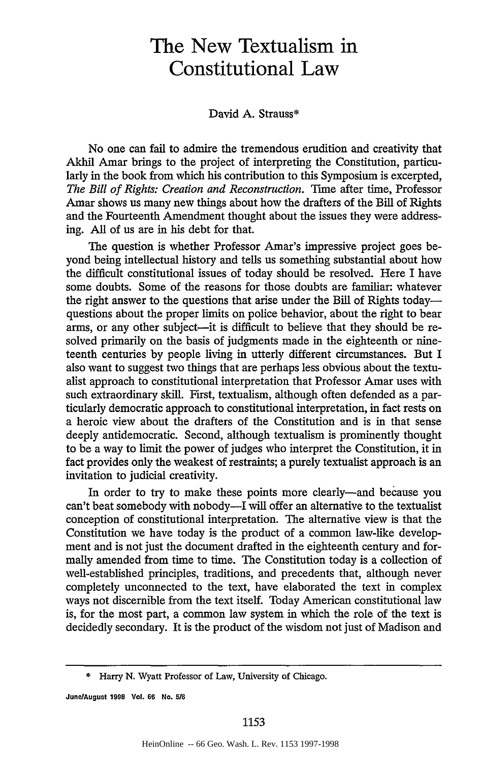# The New Textualism in Constitutional Law

David A. Strauss*

No one can fail to admire the tremendous erudition and creativity that Akhil Amar brings to the project of interpreting the Constitution, particularly in the book from which his contribution to this Symposium is excerpted, *The Bill of Rights: Creation and Reconstruction*. Time after time, Professor Amar shows us many new things about how the drafters of the Bill of Rights and the Fourteenth Amendment thought about the issues they were addressing. All of us are in his debt for that.

The question is whether Professor Amar's impressive project goes beyond being intellectual history and tells us something substantial about how the difficult constitutional issues of today should be resolved. Here I have some doubts. Some of the reasons for those doubts are familiar: whatever the right answer to the questions that arise under the Bill of Rights today—questions about the proper limits on police behavior, about the right to bear arms, or any other subject—it is difficult to believe that they should be resolved primarily on the basis of judgments made in the eighteenth or nineteenth centuries by people living in utterly different circumstances. But I also want to suggest two things that are perhaps less obvious about the textualist approach to constitutional interpretation that Professor Amar uses with such extraordinary skill. First, textualism, although often defended as a particularly democratic approach to constitutional interpretation, in fact rests on a heroic view about the drafters of the Constitution and is in that sense deeply antidemocratic. Second, although textualism is prominently thought to be a way to limit the power of judges who interpret the Constitution, it in fact provides only the weakest of restraints; a purely textualist approach is an invitation to judicial creativity.

In order to try to make these points more clearly—and because you can't beat somebody with nobody—I will offer an alternative to the textualist conception of constitutional interpretation. The alternative view is that the Constitution we have today is the product of a common law-like development and is not just the document drafted in the eighteenth century and formally amended from time to time. The Constitution today is a collection of well-established principles, traditions, and precedents that, although never completely unconnected to the text, have elaborated the text in complex ways not discernible from the text itself. Today American constitutional law is, for the most part, a common law system in which the role of the text is decidedly secondary. It is the product of the wisdom not just of Madison and

---

\* Harry N. Wyatt Professor of Law, University of Chicago.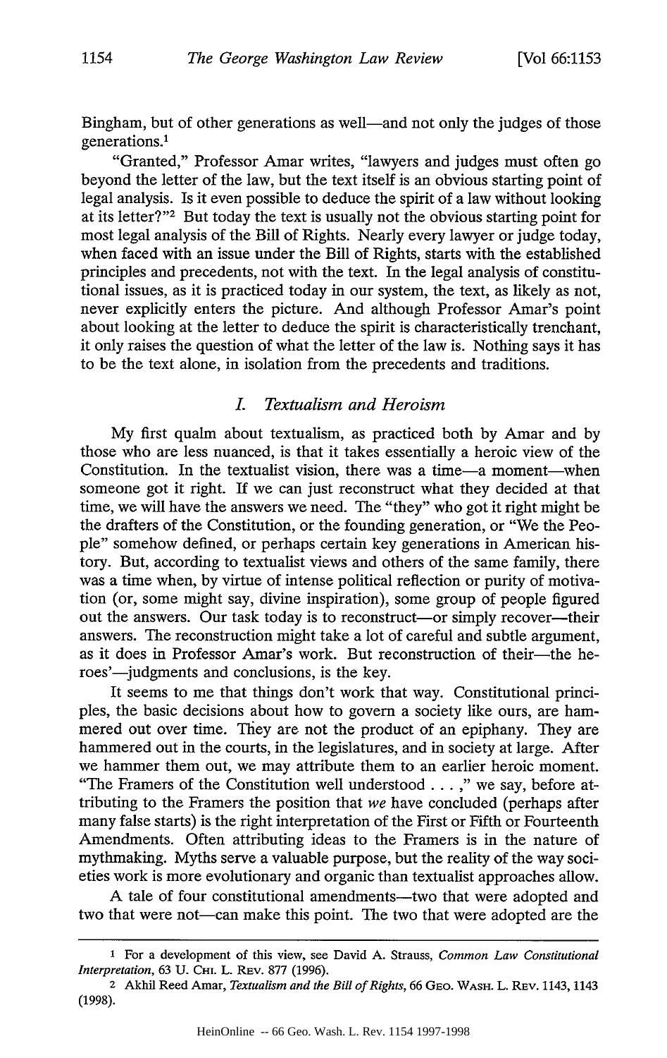Bingham, but of other generations as well—and not only the judges of those generations.[1]

"Granted," Professor Amar writes, "lawyers and judges must often go beyond the letter of the law, but the text itself is an obvious starting point of legal analysis. Is it even possible to deduce the spirit of a law without looking at its letter?"[2] But today the text is usually not the obvious starting point for most legal analysis of the Bill of Rights. Nearly every lawyer or judge today, when faced with an issue under the Bill of Rights, starts with the established principles and precedents, not with the text. In the legal analysis of constitutional issues, as it is practiced today in our system, the text, as likely as not, never explicitly enters the picture. And although Professor Amar's point about looking at the letter to deduce the spirit is characteristically trenchant, it only raises the question of what the letter of the law is. Nothing says it has to be the text alone, in isolation from the precedents and traditions.

## *I. Textualism and Heroism*

My first qualm about textualism, as practiced both by Amar and by those who are less nuanced, is that it takes essentially a heroic view of the Constitution. In the textualist vision, there was a time—a moment—when someone got it right. If we can just reconstruct what they decided at that time, we will have the answers we need. The "they" who got it right might be the drafters of the Constitution, or the founding generation, or "We the People" somehow defined, or perhaps certain key generations in American history. But, according to textualist views and others of the same family, there was a time when, by virtue of intense political reflection or purity of motivation (or, some might say, divine inspiration), some group of people figured out the answers. Our task today is to reconstruct—or simply recover—their answers. The reconstruction might take a lot of careful and subtle argument, as it does in Professor Amar's work. But reconstruction of their—the heroes'—judgments and conclusions, is the key.

It seems to me that things don't work that way. Constitutional principles, the basic decisions about how to govern a society like ours, are hammered out over time. They are not the product of an epiphany. They are hammered out in the courts, in the legislatures, and in society at large. After we hammer them out, we may attribute them to an earlier heroic moment. "The Framers of the Constitution well understood . . . ," we say, before attributing to the Framers the position that *we* have concluded (perhaps after many false starts) is the right interpretation of the First or Fifth or Fourteenth Amendments. Often attributing ideas to the Framers is in the nature of mythmaking. Myths serve a valuable purpose, but the reality of the way societies work is more evolutionary and organic than textualist approaches allow.

A tale of four constitutional amendments—two that were adopted and two that were not—can make this point. The two that were adopted are the

---

[1] For a development of this view, see David A. Strauss, *Common Law Constitutional Interpretation*, 63 U. Chi. L. Rev. 877 (1996).

[2] Akhil Reed Amar, *Textualism and the Bill of Rights*, 66 Geo. Wash. L. Rev. 1143, 1143 (1998).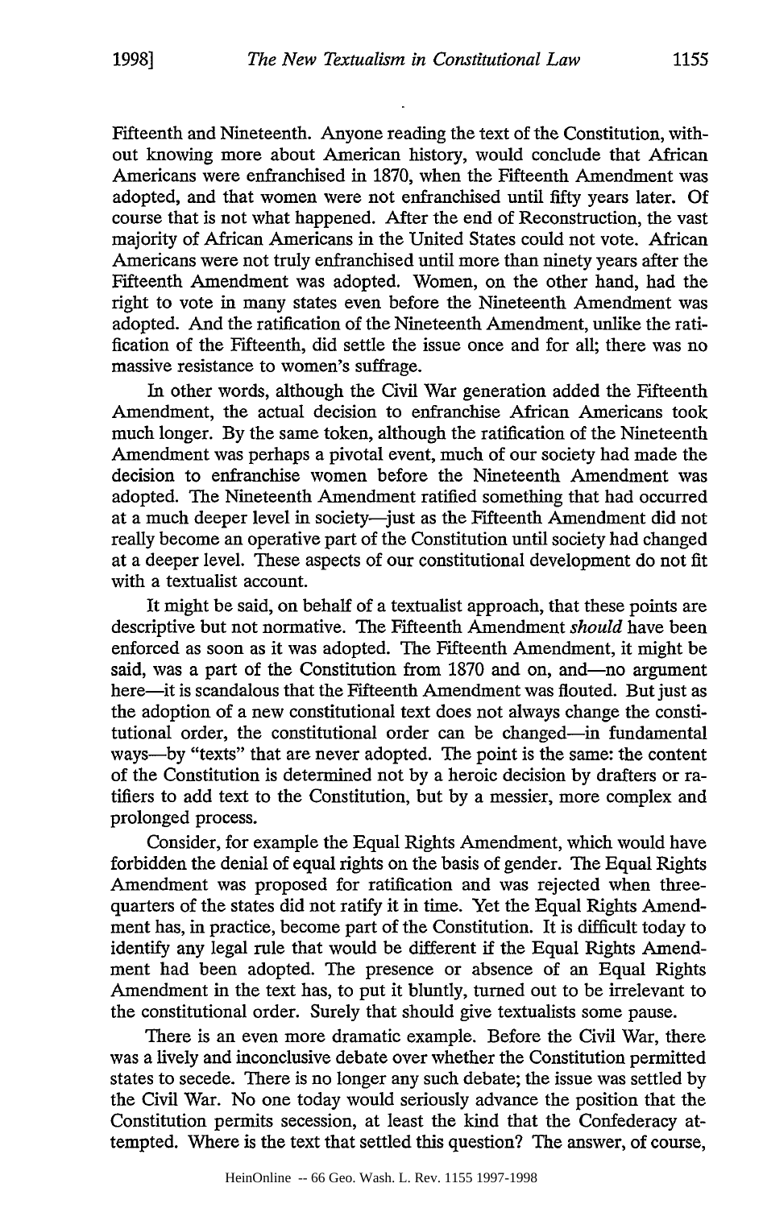Fifteenth and Nineteenth. Anyone reading the text of the Constitution, without knowing more about American history, would conclude that African Americans were enfranchised in 1870, when the Fifteenth Amendment was adopted, and that women were not enfranchised until fifty years later. Of course that is not what happened. After the end of Reconstruction, the vast majority of African Americans in the United States could not vote. African Americans were not truly enfranchised until more than ninety years after the Fifteenth Amendment was adopted. Women, on the other hand, had the right to vote in many states even before the Nineteenth Amendment was adopted. And the ratification of the Nineteenth Amendment, unlike the ratification of the Fifteenth, did settle the issue once and for all; there was no massive resistance to women's suffrage.

In other words, although the Civil War generation added the Fifteenth Amendment, the actual decision to enfranchise African Americans took much longer. By the same token, although the ratification of the Nineteenth Amendment was perhaps a pivotal event, much of our society had made the decision to enfranchise women before the Nineteenth Amendment was adopted. The Nineteenth Amendment ratified something that had occurred at a much deeper level in society—just as the Fifteenth Amendment did not really become an operative part of the Constitution until society had changed at a deeper level. These aspects of our constitutional development do not fit with a textualist account.

It might be said, on behalf of a textualist approach, that these points are descriptive but not normative. The Fifteenth Amendment *should* have been enforced as soon as it was adopted. The Fifteenth Amendment, it might be said, was a part of the Constitution from 1870 and on, and—no argument here—it is scandalous that the Fifteenth Amendment was flouted. But just as the adoption of a new constitutional text does not always change the constitutional order, the constitutional order can be changed—in fundamental ways—by "texts" that are never adopted. The point is the same: the content of the Constitution is determined not by a heroic decision by drafters or ratifiers to add text to the Constitution, but by a messier, more complex and prolonged process.

Consider, for example the Equal Rights Amendment, which would have forbidden the denial of equal rights on the basis of gender. The Equal Rights Amendment was proposed for ratification and was rejected when three-quarters of the states did not ratify it in time. Yet the Equal Rights Amendment has, in practice, become part of the Constitution. It is difficult today to identify any legal rule that would be different if the Equal Rights Amendment had been adopted. The presence or absence of an Equal Rights Amendment in the text has, to put it bluntly, turned out to be irrelevant to the constitutional order. Surely that should give textualists some pause.

There is an even more dramatic example. Before the Civil War, there was a lively and inconclusive debate over whether the Constitution permitted states to secede. There is no longer any such debate; the issue was settled by the Civil War. No one today would seriously advance the position that the Constitution permits secession, at least the kind that the Confederacy attempted. Where is the text that settled this question? The answer, of course,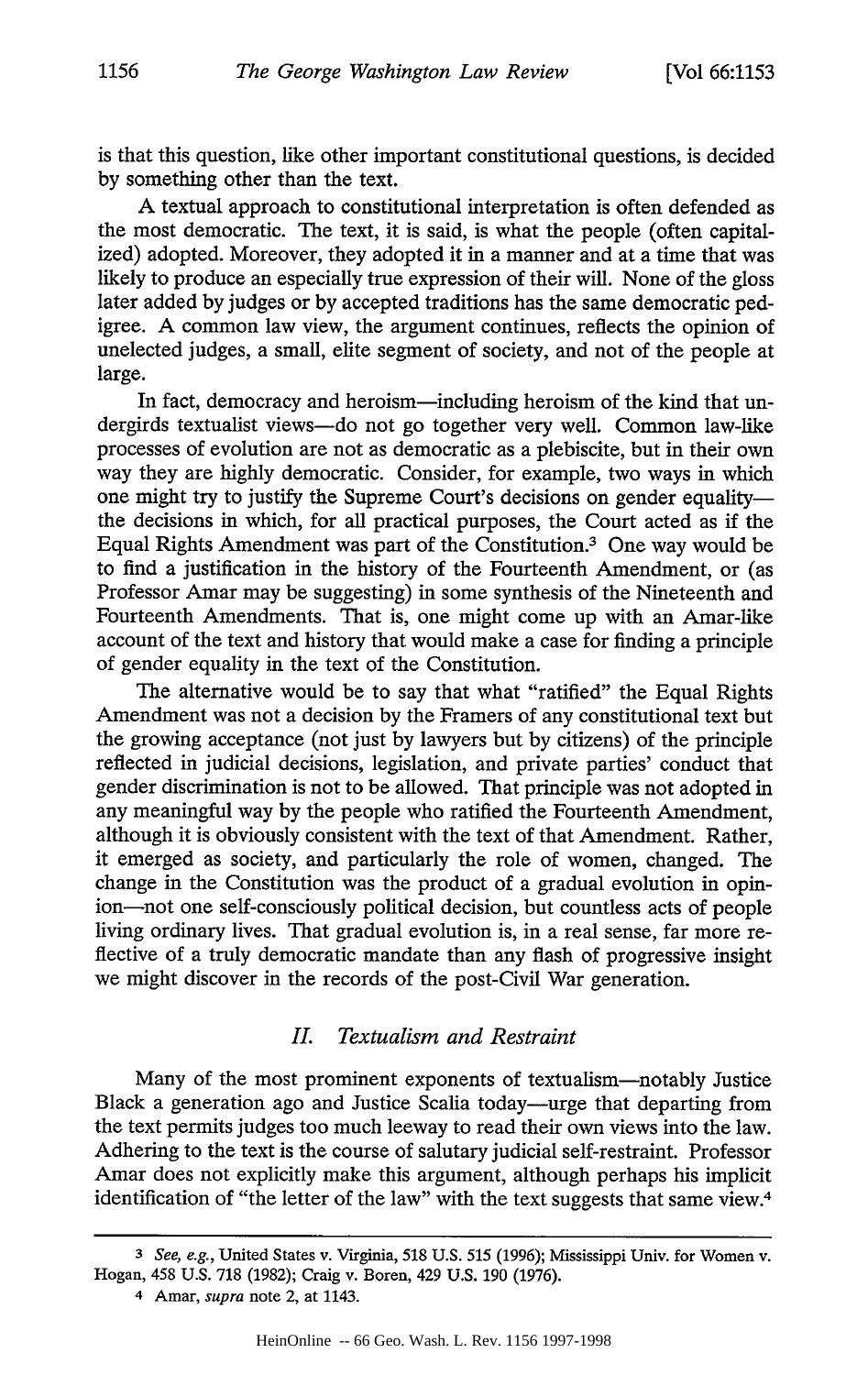is that this question, like other important constitutional questions, is decided by something other than the text.

A textual approach to constitutional interpretation is often defended as the most democratic. The text, it is said, is what the people (often capitalized) adopted. Moreover, they adopted it in a manner and at a time that was likely to produce an especially true expression of their will. None of the gloss later added by judges or by accepted traditions has the same democratic pedigree. A common law view, the argument continues, reflects the opinion of unelected judges, a small, elite segment of society, and not of the people at large.

In fact, democracy and heroism—including heroism of the kind that undergirds textualist views—do not go together very well. Common law-like processes of evolution are not as democratic as a plebiscite, but in their own way they are highly democratic. Consider, for example, two ways in which one might try to justify the Supreme Court's decisions on gender equality—the decisions in which, for all practical purposes, the Court acted as if the Equal Rights Amendment was part of the Constitution.[3] One way would be to find a justification in the history of the Fourteenth Amendment, or (as Professor Amar may be suggesting) in some synthesis of the Nineteenth and Fourteenth Amendments. That is, one might come up with an Amar-like account of the text and history that would make a case for finding a principle of gender equality in the text of the Constitution.

The alternative would be to say that what "ratified" the Equal Rights Amendment was not a decision by the Framers of any constitutional text but the growing acceptance (not just by lawyers but by citizens) of the principle reflected in judicial decisions, legislation, and private parties' conduct that gender discrimination is not to be allowed. That principle was not adopted in any meaningful way by the people who ratified the Fourteenth Amendment, although it is obviously consistent with the text of that Amendment. Rather, it emerged as society, and particularly the role of women, changed. The change in the Constitution was the product of a gradual evolution in opinion—not one self-consciously political decision, but countless acts of people living ordinary lives. That gradual evolution is, in a real sense, far more reflective of a truly democratic mandate than any flash of progressive insight we might discover in the records of the post-Civil War generation.

## II. *Textualism and Restraint*

Many of the most prominent exponents of textualism—notably Justice Black a generation ago and Justice Scalia today—urge that departing from the text permits judges too much leeway to read their own views into the law. Adhering to the text is the course of salutary judicial self-restraint. Professor Amar does not explicitly make this argument, although perhaps his implicit identification of "the letter of the law" with the text suggests that same view.[4]

---

[3] *See, e.g.*, United States v. Virginia, 518 U.S. 515 (1996); Mississippi Univ. for Women v. Hogan, 458 U.S. 718 (1982); Craig v. Boren, 429 U.S. 190 (1976).

[4] Amar, *supra* note 2, at 1143.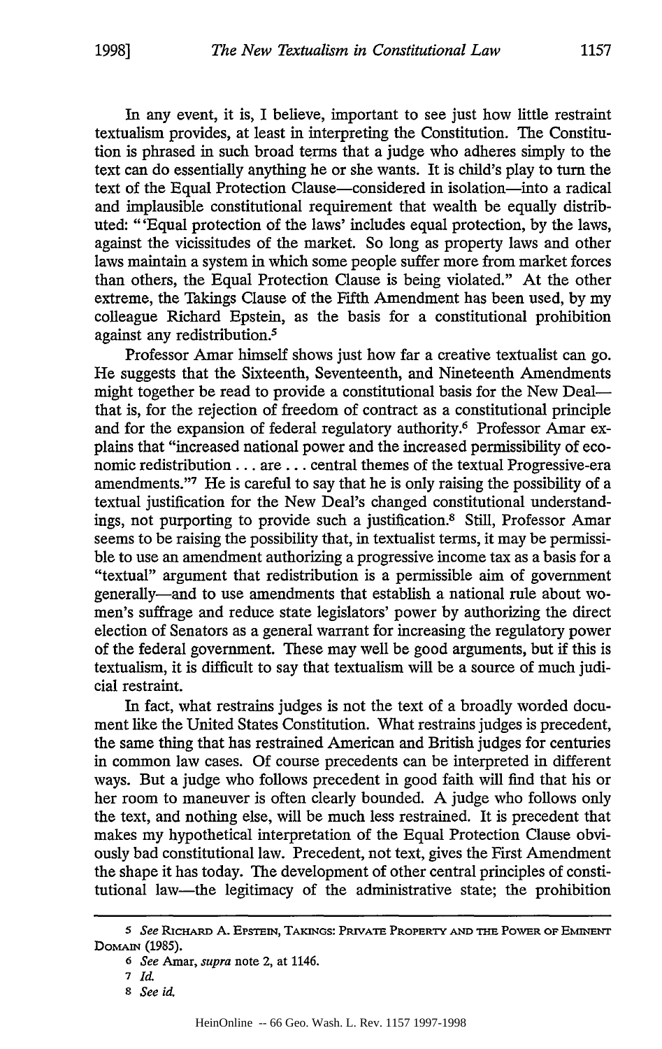In any event, it is, I believe, important to see just how little restraint textualism provides, at least in interpreting the Constitution. The Constitution is phrased in such broad terms that a judge who adheres simply to the text can do essentially anything he or she wants. It is child's play to turn the text of the Equal Protection Clause—considered in isolation—into a radical and implausible constitutional requirement that wealth be equally distributed: "'Equal protection of the laws' includes equal protection, by the laws, against the vicissitudes of the market. So long as property laws and other laws maintain a system in which some people suffer more from market forces than others, the Equal Protection Clause is being violated." At the other extreme, the Takings Clause of the Fifth Amendment has been used, by my colleague Richard Epstein, as the basis for a constitutional prohibition against any redistribution.[5]

Professor Amar himself shows just how far a creative textualist can go. He suggests that the Sixteenth, Seventeenth, and Nineteenth Amendments might together be read to provide a constitutional basis for the New Deal—that is, for the rejection of freedom of contract as a constitutional principle and for the expansion of federal regulatory authority.[6] Professor Amar explains that "increased national power and the increased permissibility of economic redistribution . . . are . . . central themes of the textual Progressive-era amendments."[7] He is careful to say that he is only raising the possibility of a textual justification for the New Deal's changed constitutional understandings, not purporting to provide such a justification.[8] Still, Professor Amar seems to be raising the possibility that, in textualist terms, it may be permissible to use an amendment authorizing a progressive income tax as a basis for a "textual" argument that redistribution is a permissible aim of government generally—and to use amendments that establish a national rule about women's suffrage and reduce state legislators' power by authorizing the direct election of Senators as a general warrant for increasing the regulatory power of the federal government. These may well be good arguments, but if this is textualism, it is difficult to say that textualism will be a source of much judicial restraint.

In fact, what restrains judges is not the text of a broadly worded document like the United States Constitution. What restrains judges is precedent, the same thing that has restrained American and British judges for centuries in common law cases. Of course precedents can be interpreted in different ways. But a judge who follows precedent in good faith will find that his or her room to maneuver is often clearly bounded. A judge who follows only the text, and nothing else, will be much less restrained. It is precedent that makes my hypothetical interpretation of the Equal Protection Clause obviously bad constitutional law. Precedent, not text, gives the First Amendment the shape it has today. The development of other central principles of constitutional law—the legitimacy of the administrative state; the prohibition

---

[5] *See* Richard A. Epstein, Takings: Private Property and the Power of Eminent Domain (1985).

[6] *See* Amar, *supra* note 2, at 1146.

[7] *Id.*

[8] *See id.*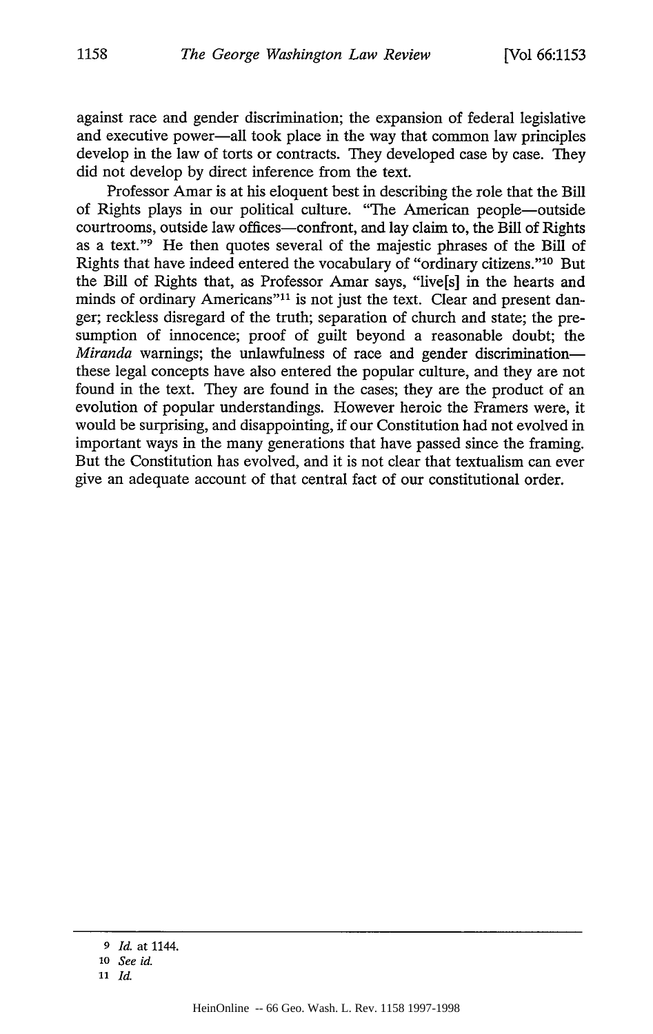against race and gender discrimination; the expansion of federal legislative and executive power—all took place in the way that common law principles develop in the law of torts or contracts. They developed case by case. They did not develop by direct inference from the text.

Professor Amar is at his eloquent best in describing the role that the Bill of Rights plays in our political culture. "The American people—outside courtrooms, outside law offices—confront, and lay claim to, the Bill of Rights as a text."[9] He then quotes several of the majestic phrases of the Bill of Rights that have indeed entered the vocabulary of "ordinary citizens."[10] But the Bill of Rights that, as Professor Amar says, "live[s] in the hearts and minds of ordinary Americans"[11] is not just the text. Clear and present danger; reckless disregard of the truth; separation of church and state; the presumption of innocence; proof of guilt beyond a reasonable doubt; the *Miranda* warnings; the unlawfulness of race and gender discrimination—these legal concepts have also entered the popular culture, and they are not found in the text. They are found in the cases; they are the product of an evolution of popular understandings. However heroic the Framers were, it would be surprising, and disappointing, if our Constitution had not evolved in important ways in the many generations that have passed since the framing. But the Constitution has evolved, and it is not clear that textualism can ever give an adequate account of that central fact of our constitutional order.

---

[9] *Id.* at 1144.

[10] *See id.*

[11] *Id.*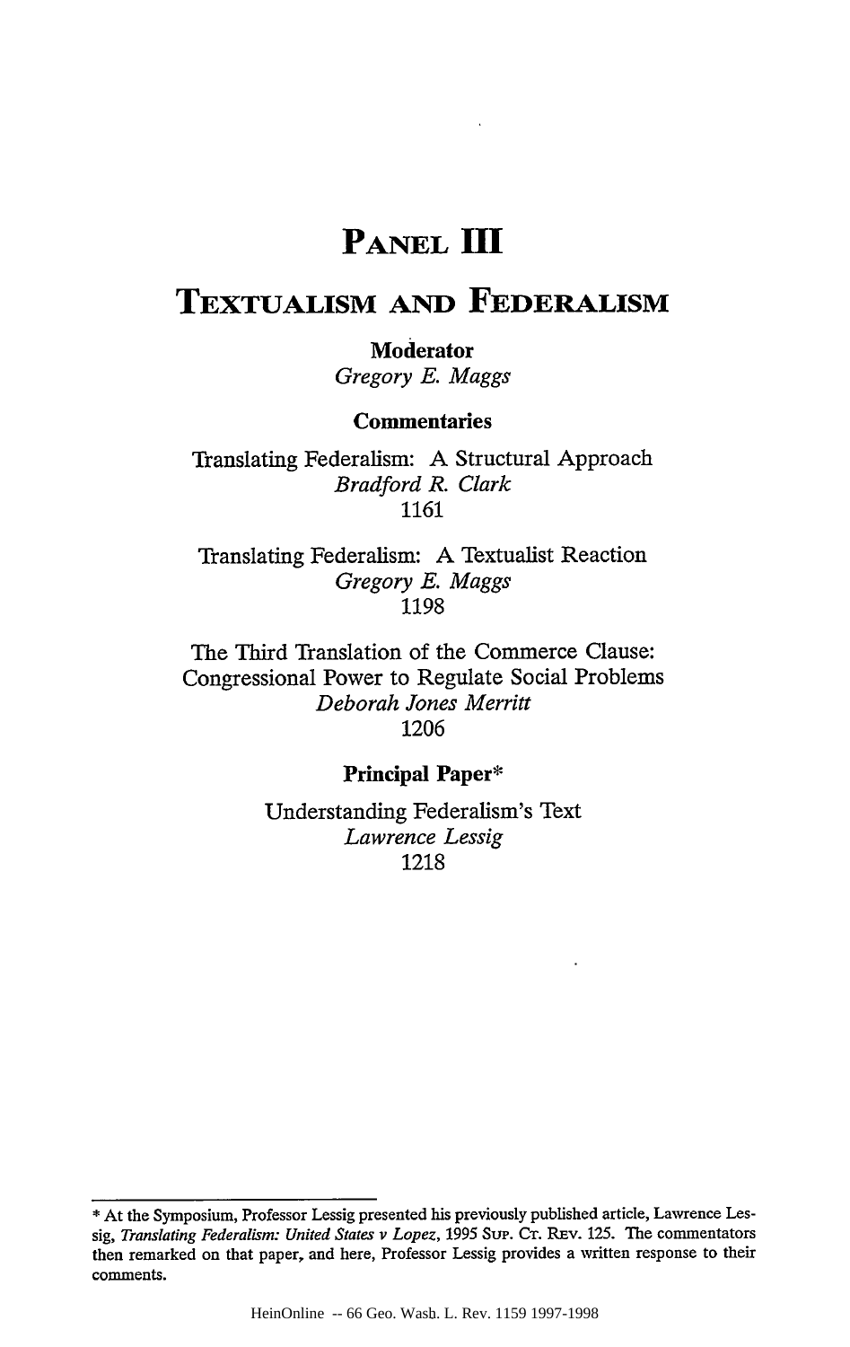# PANEL III

## TEXTUALISM AND FEDERALISM

**Moderator**

*Gregory E. Maggs*

**Commentaries**

Translating Federalism: A Structural Approach
*Bradford R. Clark*
1161

Translating Federalism: A Textualist Reaction
*Gregory E. Maggs*
1198

The Third Translation of the Commerce Clause: Congressional Power to Regulate Social Problems
*Deborah Jones Merritt*
1206

**Principal Paper***

Understanding Federalism's Text
*Lawrence Lessig*
1218

---

* At the Symposium, Professor Lessig presented his previously published article, Lawrence Lessig, *Translating Federalism: United States v Lopez*, 1995 SUP. CT. REV. 125. The commentators then remarked on that paper, and here, Professor Lessig provides a written response to their comments.